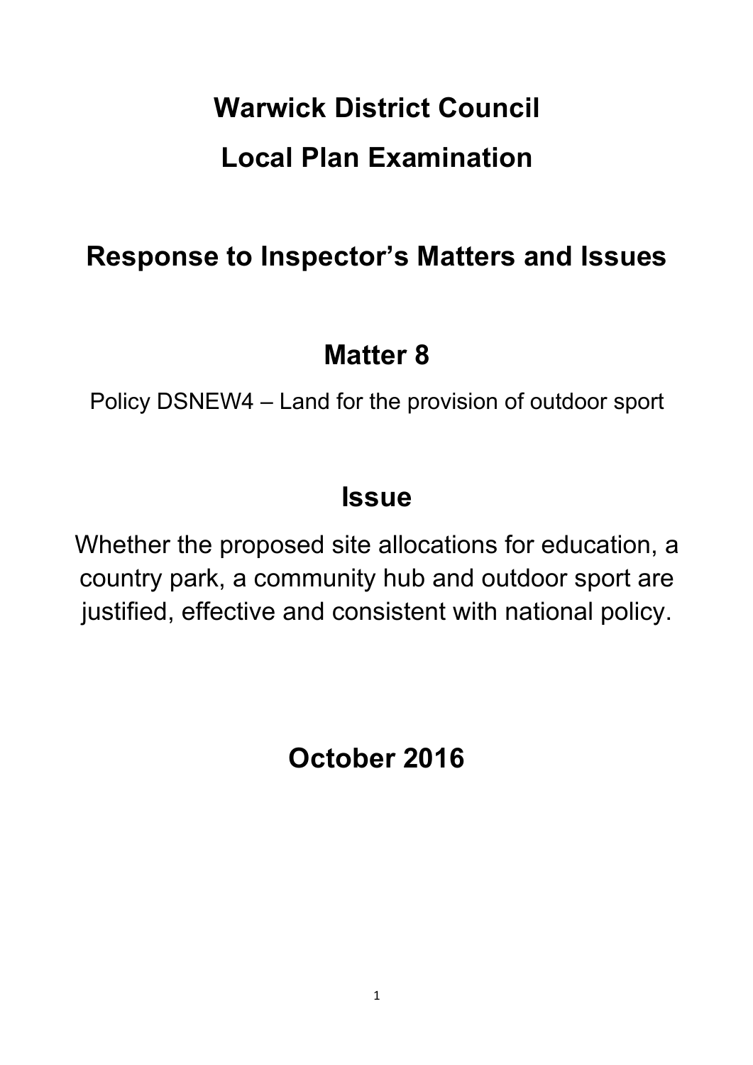# Warwick District Council

# Local Plan Examination

## Response to Inspector's Matters and Issues

## Matter 8

Policy DSNEW4 – Land for the provision of outdoor sport

## Issue

Whether the proposed site allocations for education, a country park, a community hub and outdoor sport are justified, effective and consistent with national policy.

## October 2016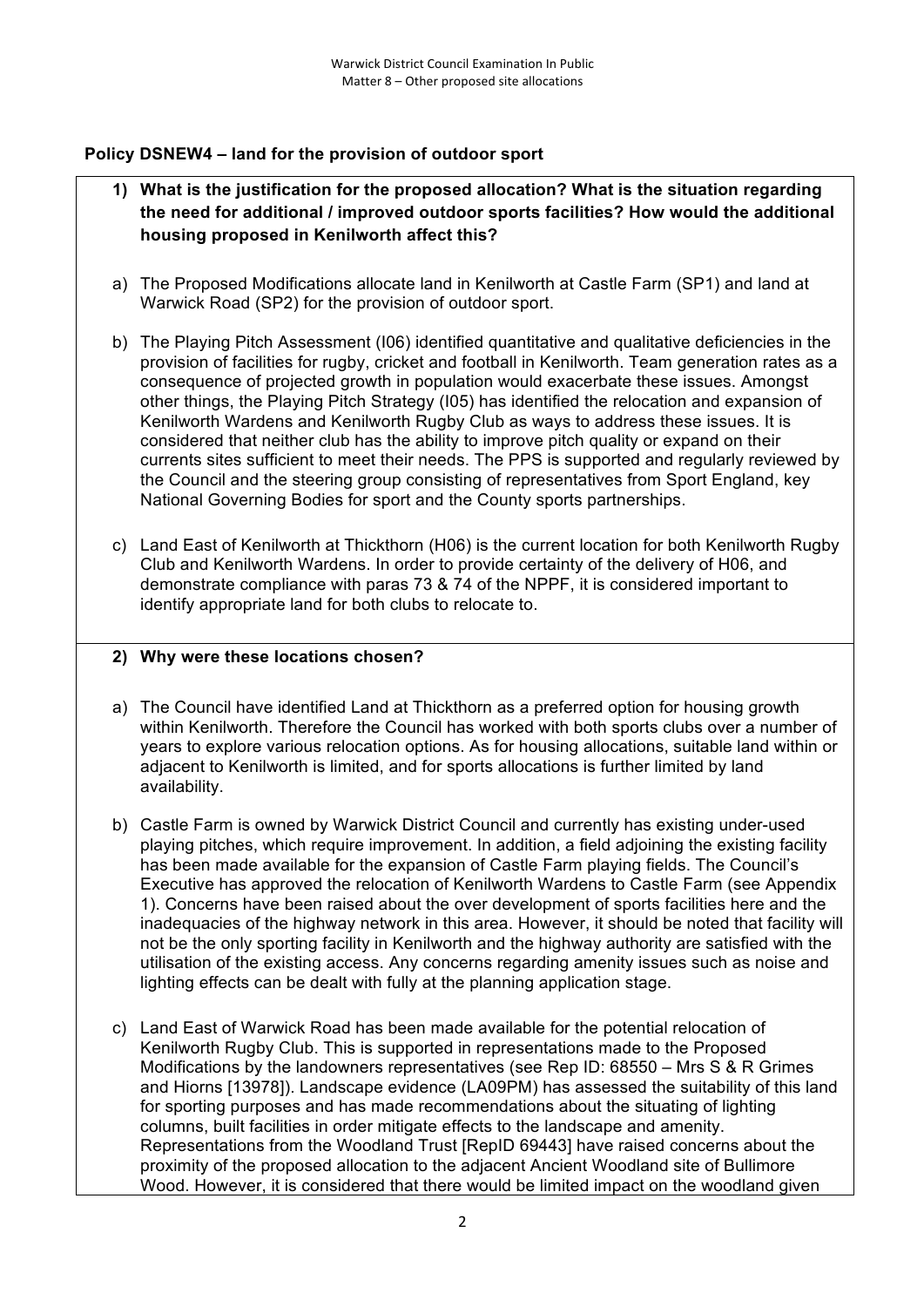### Policy DSNEW4 – land for the provision of outdoor sport

**1) What is the justification for the proposed allocation? What is the situation regarding the need for additional / improved outdoor sports facilities? How would the additional housing proposed in Kenilworth affect this?**

a) The Proposed Modifications allocate land in Kenilworth at Castle Farm (SP1) and land at Warwick Road (SP2) for the provision of outdoor sport.

b) The Playing Pitch Assessment (I06) identified quantitative and qualitative deficiencies in the provision of facilities for rugby, cricket and football in Kenilworth. Team generation rates as a consequence of projected growth in population would exacerbate these issues. Amongst other things, the Playing Pitch Strategy (I05) has identified the relocation and expansion of Kenilworth Wardens and Kenilworth Rugby Club as ways to address these issues. It is considered that neither club has the ability to improve pitch quality or expand on their currents sites sufficient to meet their needs. The PPS is supported and regularly reviewed by the Council and the steering group consisting of representatives from Sport England, key National Governing Bodies for sport and the County sports partnerships.

c) Land East of Kenilworth at Thickthorn (H06) is the current location for both Kenilworth Rugby Club and Kenilworth Wardens. In order to provide certainty of the delivery of H06, and demonstrate compliance with paras 73 & 74 of the NPPF, it is considered important to identify appropriate land for both clubs to relocate to.

**2) Why were these locations chosen?**

a) The Council have identified Land at Thickthorn as a preferred option for housing growth within Kenilworth. Therefore the Council has worked with both sports clubs over a number of years to explore various relocation options. As for housing allocations, suitable land within or adjacent to Kenilworth is limited, and for sports allocations is further limited by land availability.

b) Castle Farm is owned by Warwick District Council and currently has existing under-used playing pitches, which require improvement. In addition, a field adjoining the existing facility has been made available for the expansion of Castle Farm playing fields. The Council's Executive has approved the relocation of Kenilworth Wardens to Castle Farm (see Appendix 1). Concerns have been raised about the over development of sports facilities here and the inadequacies of the highway network in this area. However, it should be noted that facility will not be the only sporting facility in Kenilworth and the highway authority are satisfied with the utilisation of the existing access. Any concerns regarding amenity issues such as noise and lighting effects can be dealt with fully at the planning application stage.

c) Land East of Warwick Road has been made available for the potential relocation of Kenilworth Rugby Club. This is supported in representations made to the Proposed Modifications by the landowners representatives (see Rep ID: 68550 – Mrs S & R Grimes and Hiorns [13978]). Landscape evidence (LA09PM) has assessed the suitability of this land for sporting purposes and has made recommendations about the situating of lighting columns, built facilities in order mitigate effects to the landscape and amenity. Representations from the Woodland Trust [RepID 69443] have raised concerns about the proximity of the proposed allocation to the adjacent Ancient Woodland site of Bullimore Wood. However, it is considered that there would be limited impact on the woodland given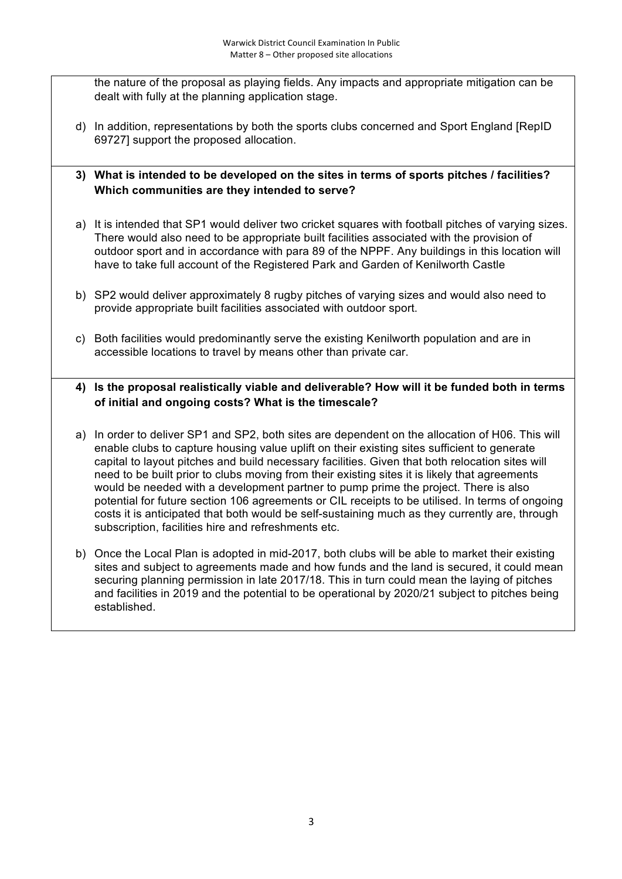the nature of the proposal as playing fields. Any impacts and appropriate mitigation can be dealt with fully at the planning application stage.

d) In addition, representations by both the sports clubs concerned and Sport England [RepID 69727] support the proposed allocation.

**3) What is intended to be developed on the sites in terms of sports pitches / facilities? Which communities are they intended to serve?**

a) It is intended that SP1 would deliver two cricket squares with football pitches of varying sizes. There would also need to be appropriate built facilities associated with the provision of outdoor sport and in accordance with para 89 of the NPPF. Any buildings in this location will have to take full account of the Registered Park and Garden of Kenilworth Castle

b) SP2 would deliver approximately 8 rugby pitches of varying sizes and would also need to provide appropriate built facilities associated with outdoor sport.

c) Both facilities would predominantly serve the existing Kenilworth population and are in accessible locations to travel by means other than private car.

**4) Is the proposal realistically viable and deliverable? How will it be funded both in terms of initial and ongoing costs? What is the timescale?**

a) In order to deliver SP1 and SP2, both sites are dependent on the allocation of H06. This will enable clubs to capture housing value uplift on their existing sites sufficient to generate capital to layout pitches and build necessary facilities. Given that both relocation sites will need to be built prior to clubs moving from their existing sites it is likely that agreements would be needed with a development partner to pump prime the project. There is also potential for future section 106 agreements or CIL receipts to be utilised. In terms of ongoing costs it is anticipated that both would be self-sustaining much as they currently are, through subscription, facilities hire and refreshments etc.

b) Once the Local Plan is adopted in mid-2017, both clubs will be able to market their existing sites and subject to agreements made and how funds and the land is secured, it could mean securing planning permission in late 2017/18. This in turn could mean the laying of pitches and facilities in 2019 and the potential to be operational by 2020/21 subject to pitches being established.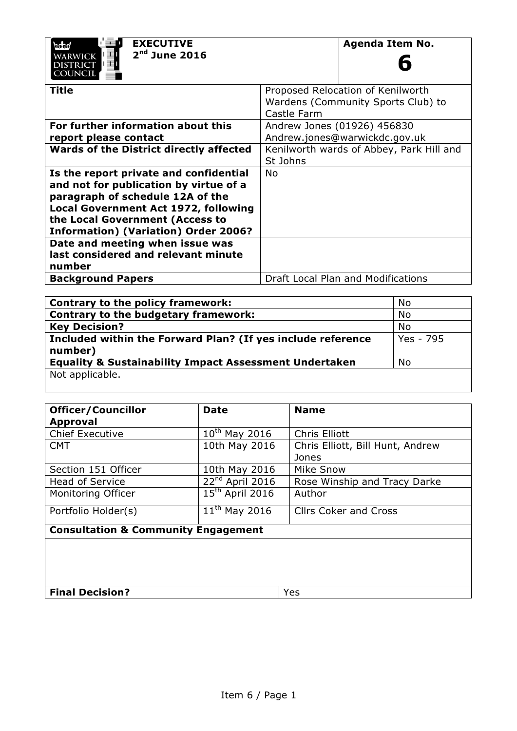| WARWICK DISTRICT COUNCIL | **EXECUTIVE 2nd June 2016** | **Agenda Item No. 6** |
|---|---|---|

| | |
|---|---|
| **Title** | Proposed Relocation of Kenilworth Wardens (Community Sports Club) to Castle Farm |
| **For further information about this report please contact** | Andrew Jones (01926) 456830 Andrew.jones@warwickdc.gov.uk |
| **Wards of the District directly affected** | Kenilworth wards of Abbey, Park Hill and St Johns |
| **Is the report private and confidential and not for publication by virtue of a paragraph of schedule 12A of the Local Government Act 1972, following the Local Government (Access to Information) (Variation) Order 2006?** | No |
| **Date and meeting when issue was last considered and relevant minute number** | |
| **Background Papers** | Draft Local Plan and Modifications |

| | |
|---|---|
| **Contrary to the policy framework:** | No |
| **Contrary to the budgetary framework:** | No |
| **Key Decision?** | No |
| **Included within the Forward Plan? (If yes include reference number)** | Yes - 795 |
| **Equality & Sustainability Impact Assessment Undertaken** | No |
| Not applicable. | |

| **Officer/Councillor Approval** | **Date** | **Name** |
|---|---|---|
| Chief Executive | 10th May 2016 | Chris Elliott |
| CMT | 10th May 2016 | Chris Elliott, Bill Hunt, Andrew Jones |
| Section 151 Officer | 10th May 2016 | Mike Snow |
| Head of Service | 22nd April 2016 | Rose Winship and Tracy Darke |
| Monitoring Officer | 15th April 2016 | Author |
| Portfolio Holder(s) | 11th May 2016 | Cllrs Coker and Cross |
| **Consultation & Community Engagement** | | |
| | | |
| **Final Decision?** | Yes | |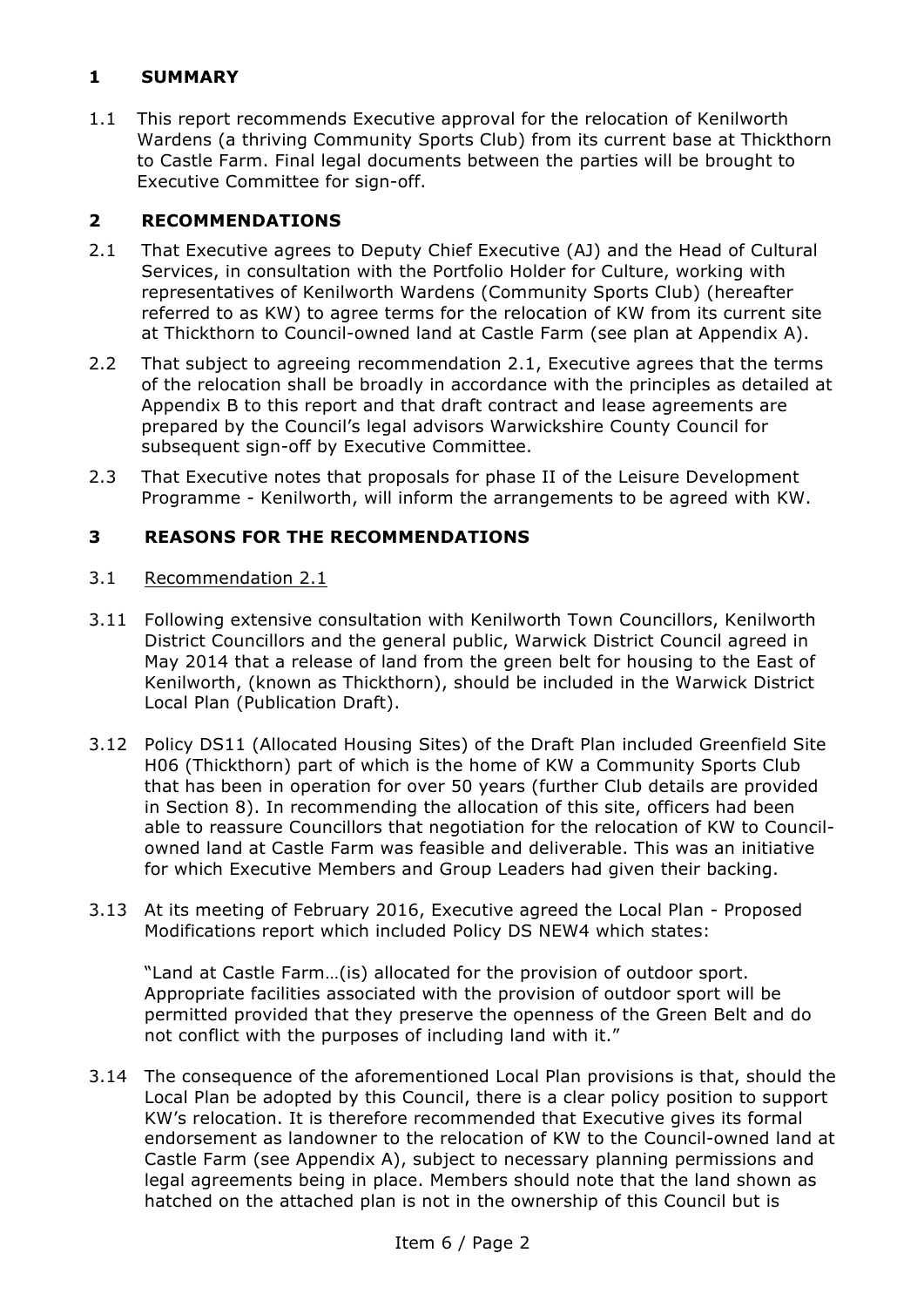## 1 SUMMARY

1.1 This report recommends Executive approval for the relocation of Kenilworth Wardens (a thriving Community Sports Club) from its current base at Thickthorn to Castle Farm. Final legal documents between the parties will be brought to Executive Committee for sign-off.

## 2 RECOMMENDATIONS

2.1 That Executive agrees to Deputy Chief Executive (AJ) and the Head of Cultural Services, in consultation with the Portfolio Holder for Culture, working with representatives of Kenilworth Wardens (Community Sports Club) (hereafter referred to as KW) to agree terms for the relocation of KW from its current site at Thickthorn to Council-owned land at Castle Farm (see plan at Appendix A).

2.2 That subject to agreeing recommendation 2.1, Executive agrees that the terms of the relocation shall be broadly in accordance with the principles as detailed at Appendix B to this report and that draft contract and lease agreements are prepared by the Council's legal advisors Warwickshire County Council for subsequent sign-off by Executive Committee.

2.3 That Executive notes that proposals for phase II of the Leisure Development Programme - Kenilworth, will inform the arrangements to be agreed with KW.

## 3 REASONS FOR THE RECOMMENDATIONS

3.1 Recommendation 2.1

3.11 Following extensive consultation with Kenilworth Town Councillors, Kenilworth District Councillors and the general public, Warwick District Council agreed in May 2014 that a release of land from the green belt for housing to the East of Kenilworth, (known as Thickthorn), should be included in the Warwick District Local Plan (Publication Draft).

3.12 Policy DS11 (Allocated Housing Sites) of the Draft Plan included Greenfield Site H06 (Thickthorn) part of which is the home of KW a Community Sports Club that has been in operation for over 50 years (further Club details are provided in Section 8). In recommending the allocation of this site, officers had been able to reassure Councillors that negotiation for the relocation of KW to Council-owned land at Castle Farm was feasible and deliverable. This was an initiative for which Executive Members and Group Leaders had given their backing.

3.13 At its meeting of February 2016, Executive agreed the Local Plan - Proposed Modifications report which included Policy DS NEW4 which states:

"Land at Castle Farm…(is) allocated for the provision of outdoor sport. Appropriate facilities associated with the provision of outdoor sport will be permitted provided that they preserve the openness of the Green Belt and do not conflict with the purposes of including land with it."

3.14 The consequence of the aforementioned Local Plan provisions is that, should the Local Plan be adopted by this Council, there is a clear policy position to support KW's relocation. It is therefore recommended that Executive gives its formal endorsement as landowner to the relocation of KW to the Council-owned land at Castle Farm (see Appendix A), subject to necessary planning permissions and legal agreements being in place. Members should note that the land shown as hatched on the attached plan is not in the ownership of this Council but is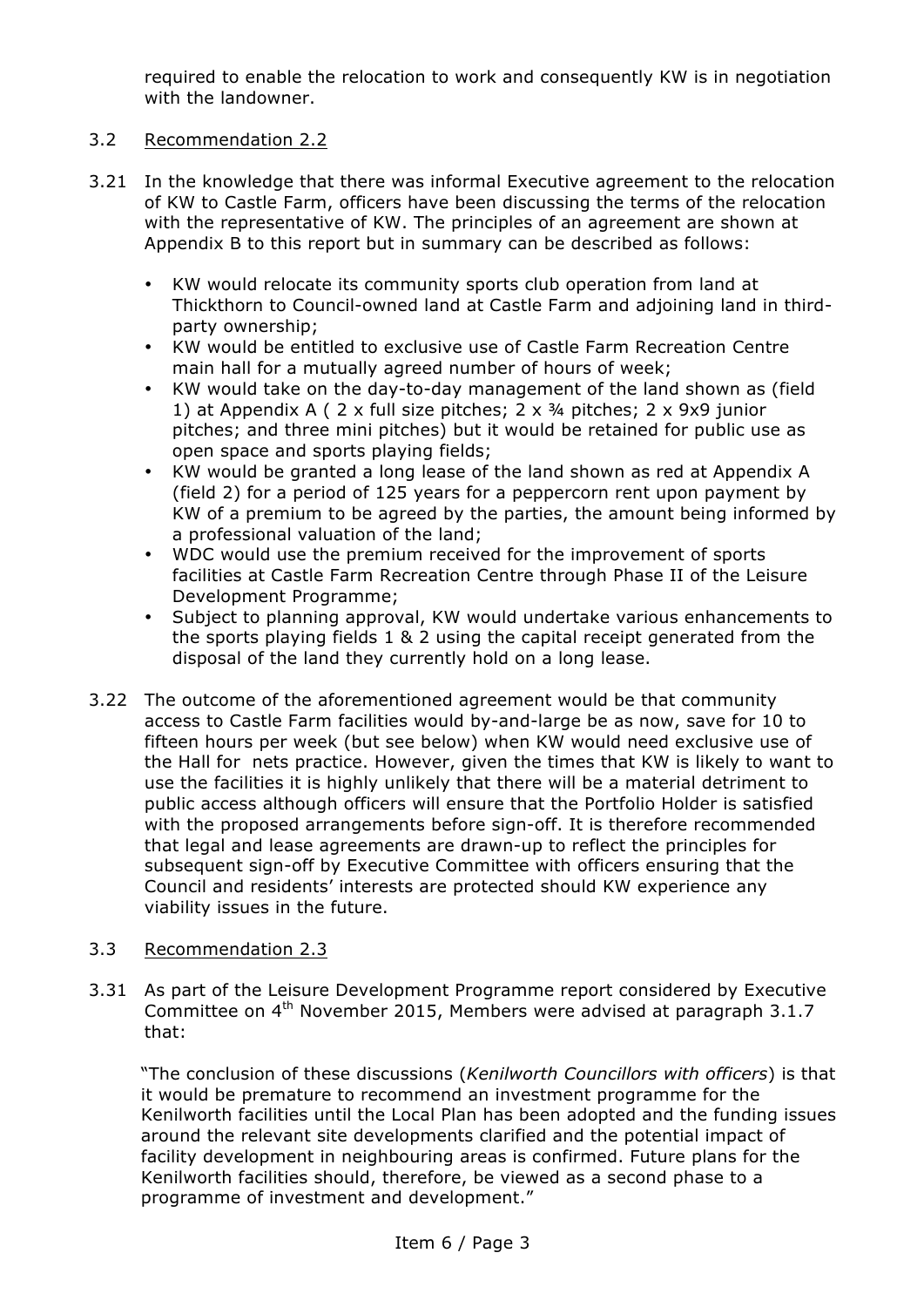required to enable the relocation to work and consequently KW is in negotiation with the landowner.

3.2 Recommendation 2.2

3.21 In the knowledge that there was informal Executive agreement to the relocation of KW to Castle Farm, officers have been discussing the terms of the relocation with the representative of KW. The principles of an agreement are shown at Appendix B to this report but in summary can be described as follows:

- KW would relocate its community sports club operation from land at Thickthorn to Council-owned land at Castle Farm and adjoining land in third-party ownership;
- KW would be entitled to exclusive use of Castle Farm Recreation Centre main hall for a mutually agreed number of hours of week;
- KW would take on the day-to-day management of the land shown as (field 1) at Appendix A ( 2 x full size pitches; 2 x ¾ pitches; 2 x 9x9 junior pitches; and three mini pitches) but it would be retained for public use as open space and sports playing fields;
- KW would be granted a long lease of the land shown as red at Appendix A (field 2) for a period of 125 years for a peppercorn rent upon payment by KW of a premium to be agreed by the parties, the amount being informed by a professional valuation of the land;
- WDC would use the premium received for the improvement of sports facilities at Castle Farm Recreation Centre through Phase II of the Leisure Development Programme;
- Subject to planning approval, KW would undertake various enhancements to the sports playing fields 1 & 2 using the capital receipt generated from the disposal of the land they currently hold on a long lease.

3.22 The outcome of the aforementioned agreement would be that community access to Castle Farm facilities would by-and-large be as now, save for 10 to fifteen hours per week (but see below) when KW would need exclusive use of the Hall for nets practice. However, given the times that KW is likely to want to use the facilities it is highly unlikely that there will be a material detriment to public access although officers will ensure that the Portfolio Holder is satisfied with the proposed arrangements before sign-off. It is therefore recommended that legal and lease agreements are drawn-up to reflect the principles for subsequent sign-off by Executive Committee with officers ensuring that the Council and residents' interests are protected should KW experience any viability issues in the future.

3.3 Recommendation 2.3

3.31 As part of the Leisure Development Programme report considered by Executive Committee on 4th November 2015, Members were advised at paragraph 3.1.7 that:

"The conclusion of these discussions (*Kenilworth Councillors with officers*) is that it would be premature to recommend an investment programme for the Kenilworth facilities until the Local Plan has been adopted and the funding issues around the relevant site developments clarified and the potential impact of facility development in neighbouring areas is confirmed. Future plans for the Kenilworth facilities should, therefore, be viewed as a second phase to a programme of investment and development."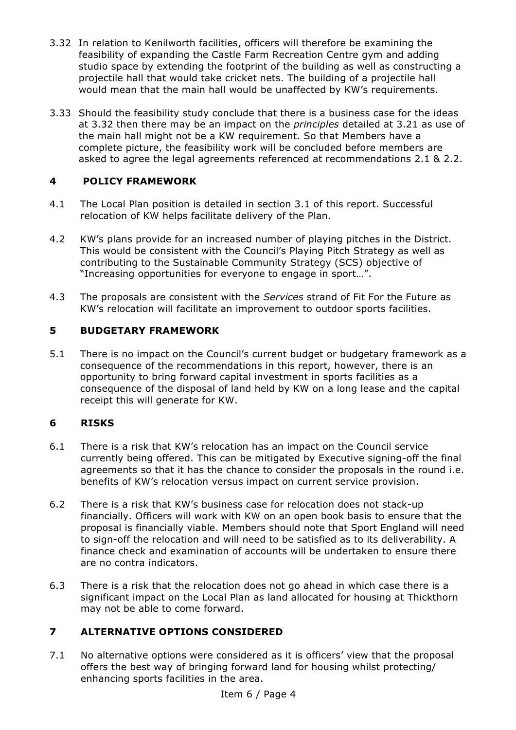3.32 In relation to Kenilworth facilities, officers will therefore be examining the feasibility of expanding the Castle Farm Recreation Centre gym and adding studio space by extending the footprint of the building as well as constructing a projectile hall that would take cricket nets. The building of a projectile hall would mean that the main hall would be unaffected by KW's requirements.

3.33 Should the feasibility study conclude that there is a business case for the ideas at 3.32 then there may be an impact on the *principles* detailed at 3.21 as use of the main hall might not be a KW requirement. So that Members have a complete picture, the feasibility work will be concluded before members are asked to agree the legal agreements referenced at recommendations 2.1 & 2.2.

## 4 POLICY FRAMEWORK

4.1 The Local Plan position is detailed in section 3.1 of this report. Successful relocation of KW helps facilitate delivery of the Plan.

4.2 KW's plans provide for an increased number of playing pitches in the District. This would be consistent with the Council's Playing Pitch Strategy as well as contributing to the Sustainable Community Strategy (SCS) objective of "Increasing opportunities for everyone to engage in sport…".

4.3 The proposals are consistent with the *Services* strand of Fit For the Future as KW's relocation will facilitate an improvement to outdoor sports facilities.

## 5 BUDGETARY FRAMEWORK

5.1 There is no impact on the Council's current budget or budgetary framework as a consequence of the recommendations in this report, however, there is an opportunity to bring forward capital investment in sports facilities as a consequence of the disposal of land held by KW on a long lease and the capital receipt this will generate for KW.

## 6 RISKS

6.1 There is a risk that KW's relocation has an impact on the Council service currently being offered. This can be mitigated by Executive signing-off the final agreements so that it has the chance to consider the proposals in the round i.e. benefits of KW's relocation versus impact on current service provision.

6.2 There is a risk that KW's business case for relocation does not stack-up financially. Officers will work with KW on an open book basis to ensure that the proposal is financially viable. Members should note that Sport England will need to sign-off the relocation and will need to be satisfied as to its deliverability. A finance check and examination of accounts will be undertaken to ensure there are no contra indicators.

6.3 There is a risk that the relocation does not go ahead in which case there is a significant impact on the Local Plan as land allocated for housing at Thickthorn may not be able to come forward.

## 7 ALTERNATIVE OPTIONS CONSIDERED

7.1 No alternative options were considered as it is officers' view that the proposal offers the best way of bringing forward land for housing whilst protecting/ enhancing sports facilities in the area.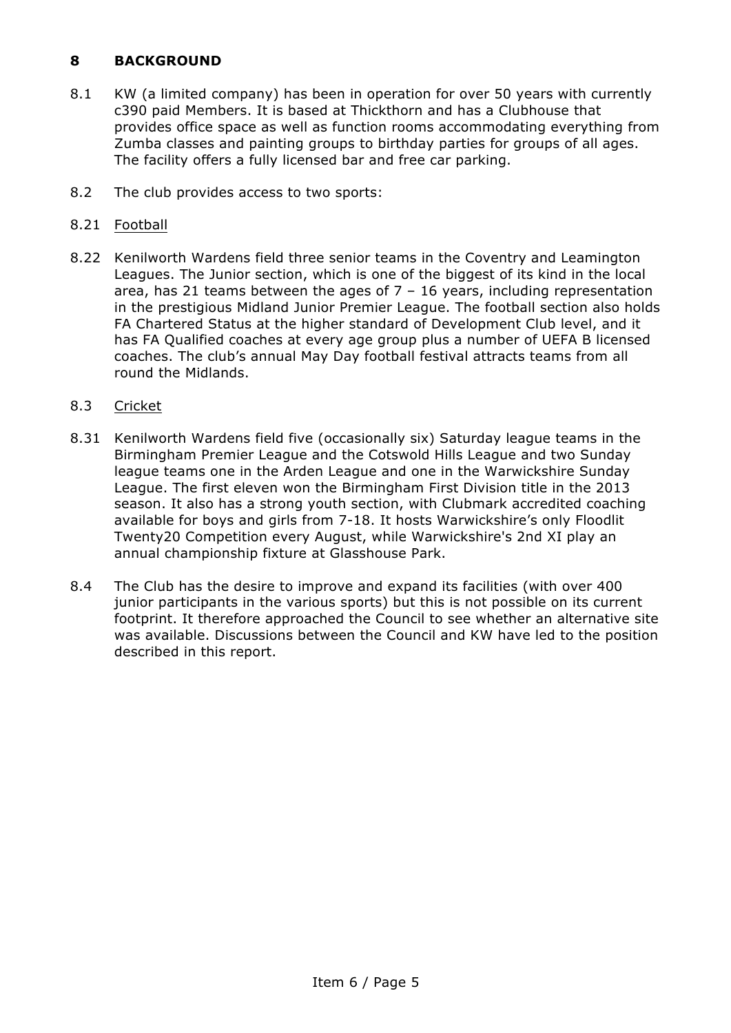## 8 BACKGROUND

8.1 KW (a limited company) has been in operation for over 50 years with currently c390 paid Members. It is based at Thickthorn and has a Clubhouse that provides office space as well as function rooms accommodating everything from Zumba classes and painting groups to birthday parties for groups of all ages. The facility offers a fully licensed bar and free car parking.

8.2 The club provides access to two sports:

8.21 Football

8.22 Kenilworth Wardens field three senior teams in the Coventry and Leamington Leagues. The Junior section, which is one of the biggest of its kind in the local area, has 21 teams between the ages of 7 – 16 years, including representation in the prestigious Midland Junior Premier League. The football section also holds FA Chartered Status at the higher standard of Development Club level, and it has FA Qualified coaches at every age group plus a number of UEFA B licensed coaches. The club's annual May Day football festival attracts teams from all round the Midlands.

8.3 Cricket

8.31 Kenilworth Wardens field five (occasionally six) Saturday league teams in the Birmingham Premier League and the Cotswold Hills League and two Sunday league teams one in the Arden League and one in the Warwickshire Sunday League. The first eleven won the Birmingham First Division title in the 2013 season. It also has a strong youth section, with Clubmark accredited coaching available for boys and girls from 7-18. It hosts Warwickshire's only Floodlit Twenty20 Competition every August, while Warwickshire's 2nd XI play an annual championship fixture at Glasshouse Park.

8.4 The Club has the desire to improve and expand its facilities (with over 400 junior participants in the various sports) but this is not possible on its current footprint. It therefore approached the Council to see whether an alternative site was available. Discussions between the Council and KW have led to the position described in this report.